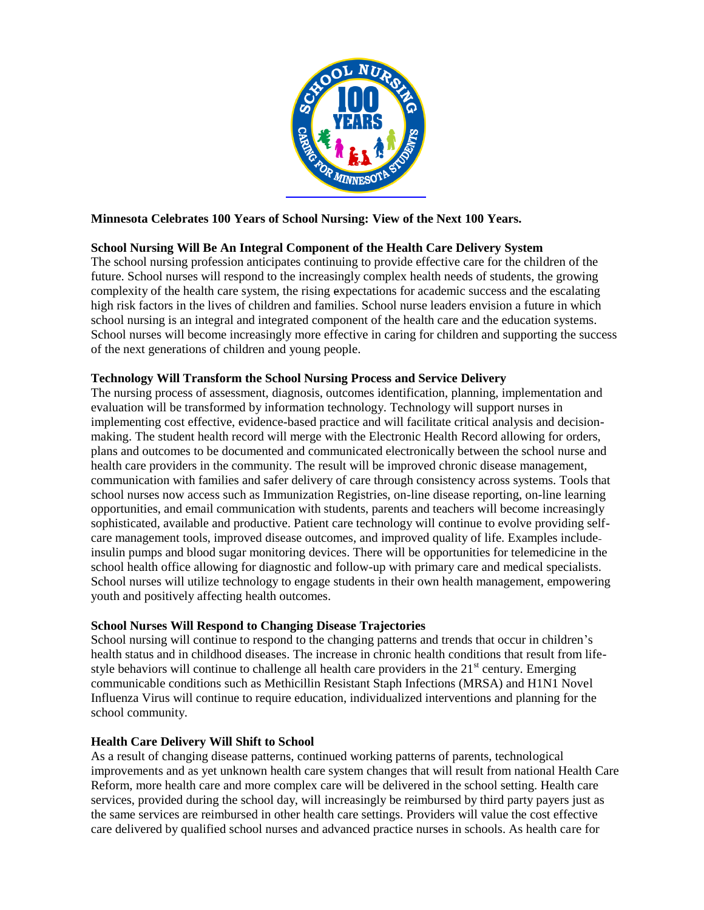**Minnesota Celebrates 100 Years of School Nursing: View of the Next 100 Years.**

**School Nursing Will Be An Integral Component of the Health Care Delivery System**

The school nursing profession anticipates continuing to provide effective care for the children of the future. School nurses will respond to the increasingly complex health needs of students, the growing complexity of the health care system, the rising expectations for academic success and the escalating high risk factors in the lives of children and families. School nurse leaders envision a future in which school nursing is an integral and integrated component of the health care and the education systems. School nurses will become increasingly more effective in caring for children and supporting the success of the next generations of children and young people.

**Technology Will Transform the School Nursing Process and Service Delivery**

The nursing process of assessment, diagnosis, outcomes identification, planning, implementation and evaluation will be transformed by information technology. Technology will support nurses in implementing cost effective, evidence-based practice and will facilitate critical analysis and decision-making. The student health record will merge with the Electronic Health Record allowing for orders, plans and outcomes to be documented and communicated electronically between the school nurse and health care providers in the community. The result will be improved chronic disease management, communication with families and safer delivery of care through consistency across systems. Tools that school nurses now access such as Immunization Registries, on-line disease reporting, on-line learning opportunities, and email communication with students, parents and teachers will become increasingly sophisticated, available and productive. Patient care technology will continue to evolve providing self-care management tools, improved disease outcomes, and improved quality of life. Examples include insulin pumps and blood sugar monitoring devices. There will be opportunities for telemedicine in the school health office allowing for diagnostic and follow-up with primary care and medical specialists. School nurses will utilize technology to engage students in their own health management, empowering youth and positively affecting health outcomes.

**School Nurses Will Respond to Changing Disease Trajectories**

School nursing will continue to respond to the changing patterns and trends that occur in children's health status and in childhood diseases. The increase in chronic health conditions that result from life-style behaviors will continue to challenge all health care providers in the 21st century. Emerging communicable conditions such as Methicillin Resistant Staph Infections (MRSA) and H1N1 Novel Influenza Virus will continue to require education, individualized interventions and planning for the school community.

**Health Care Delivery Will Shift to School**

As a result of changing disease patterns, continued working patterns of parents, technological improvements and as yet unknown health care system changes that will result from national Health Care Reform, more health care and more complex care will be delivered in the school setting. Health care services, provided during the school day, will increasingly be reimbursed by third party payers just as the same services are reimbursed in other health care settings. Providers will value the cost effective care delivered by qualified school nurses and advanced practice nurses in schools. As health care for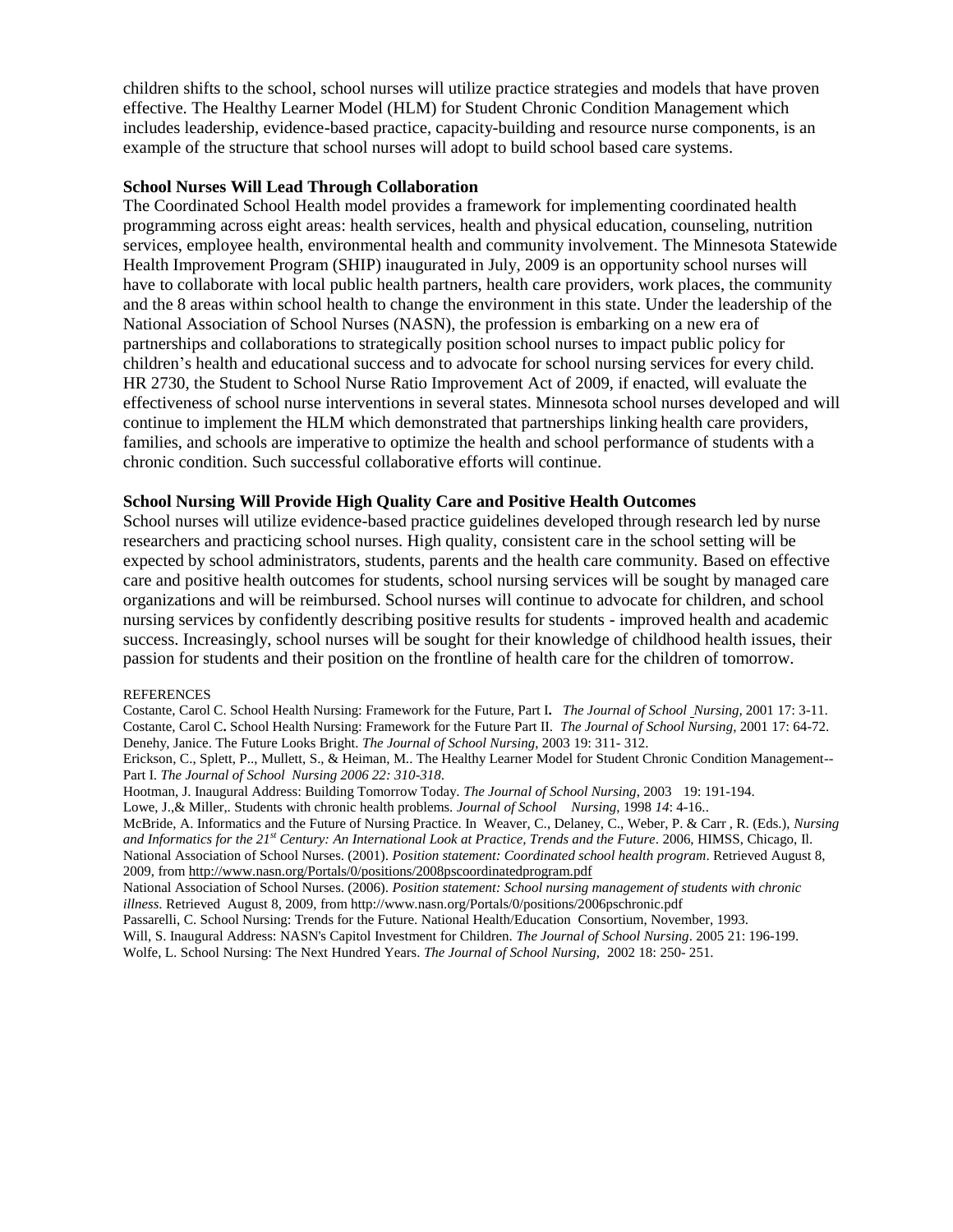children shifts to the school, school nurses will utilize practice strategies and models that have proven effective. The Healthy Learner Model (HLM) for Student Chronic Condition Management which includes leadership, evidence-based practice, capacity-building and resource nurse components, is an example of the structure that school nurses will adopt to build school based care systems.

**School Nurses Will Lead Through Collaboration**

The Coordinated School Health model provides a framework for implementing coordinated health programming across eight areas: health services, health and physical education, counseling, nutrition services, employee health, environmental health and community involvement. The Minnesota Statewide Health Improvement Program (SHIP) inaugurated in July, 2009 is an opportunity school nurses will have to collaborate with local public health partners, health care providers, work places, the community and the 8 areas within school health to change the environment in this state. Under the leadership of the National Association of School Nurses (NASN), the profession is embarking on a new era of partnerships and collaborations to strategically position school nurses to impact public policy for children's health and educational success and to advocate for school nursing services for every child. HR 2730, the Student to School Nurse Ratio Improvement Act of 2009, if enacted, will evaluate the effectiveness of school nurse interventions in several states. Minnesota school nurses developed and will continue to implement the HLM which demonstrated that partnerships linking health care providers, families, and schools are imperative to optimize the health and school performance of students with a chronic condition. Such successful collaborative efforts will continue.

**School Nursing Will Provide High Quality Care and Positive Health Outcomes**

School nurses will utilize evidence-based practice guidelines developed through research led by nurse researchers and practicing school nurses. High quality, consistent care in the school setting will be expected by school administrators, students, parents and the health care community. Based on effective care and positive health outcomes for students, school nursing services will be sought by managed care organizations and will be reimbursed. School nurses will continue to advocate for children, and school nursing services by confidently describing positive results for students - improved health and academic success. Increasingly, school nurses will be sought for their knowledge of childhood health issues, their passion for students and their position on the frontline of health care for the children of tomorrow.

REFERENCES

Costante, Carol C. School Health Nursing: Framework for the Future, Part I**.** *The Journal of School Nursing,* 2001 17: 3-11.
Costante, Carol C**.** School Health Nursing: Framework for the Future Part II. *The Journal of School Nursing,* 2001 17: 64-72.
Denehy, Janice. The Future Looks Bright. *The Journal of School Nursing,* 2003 19: 311- 312.
Erickson, C., Splett, P.., Mullett, S., & Heiman, M.. The Healthy Learner Model for Student Chronic Condition Management--Part I. *The Journal of School Nursing 2006 22: 310-318.*
Hootman, J. Inaugural Address: Building Tomorrow Today. *The Journal of School Nursing*, 2003 19: 191-194.
Lowe, J.,& Miller,. Students with chronic health problems. *Journal of School Nursing,* 1998 *14*: 4-16..
McBride, A. Informatics and the Future of Nursing Practice. In Weaver, C., Delaney, C., Weber, P. & Carr , R. (Eds.), *Nursing and Informatics for the 21st Century: An International Look at Practice, Trends and the Future*. 2006, HIMSS, Chicago, Il.
National Association of School Nurses. (2001). *Position statement: Coordinated school health program*. Retrieved August 8, 2009, from http://www.nasn.org/Portals/0/positions/2008pscoordinatedprogram.pdf
National Association of School Nurses. (2006). *Position statement: School nursing management of students with chronic illness.* Retrieved August 8, 2009, from http://www.nasn.org/Portals/0/positions/2006pschronic.pdf
Passarelli, C. School Nursing: Trends for the Future. National Health/Education Consortium, November, 1993.
Will, S. Inaugural Address: NASN's Capitol Investment for Children. *The Journal of School Nursing*. 2005 21: 196-199.
Wolfe, L. School Nursing: The Next Hundred Years. *The Journal of School Nursing,* 2002 18: 250- 251.